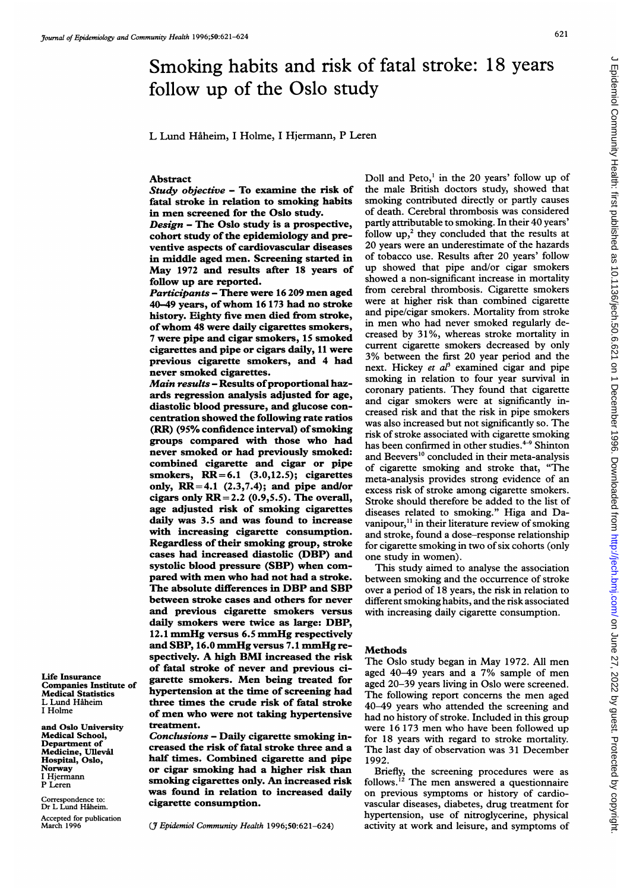# Smoking habits and risk of fatal stroke: 18 years follow up of the Oslo study

L Lund Håheim, I Holme, I Hjermann, P Leren

## Abstract

***Study objective*** **– To examine the risk of fatal stroke in relation to smoking habits in men screened for the Oslo study.**

***Design*** **– The Oslo study is a prospective, cohort study of the epidemiology and preventive aspects of cardiovascular diseases in middle aged men. Screening started in May 1972 and results after 18 years of follow up are reported.**

***Participants*** **– There were 16 209 men aged 40–49 years, of whom 16 173 had no stroke history. Eighty five men died from stroke, of whom 48 were daily cigarettes smokers, 7 were pipe and cigar smokers, 15 smoked cigarettes and pipe or cigars daily, 11 were previous cigarette smokers, and 4 had never smoked cigarettes.**

***Main results*** **– Results of proportional hazards regression analysis adjusted for age, diastolic blood pressure, and glucose concentration showed the following rate ratios (RR) (95% confidence interval) of smoking groups compared with those who had never smoked or had previously smoked: combined cigarette and cigar or pipe smokers, RR=6.1 (3.0,12.5); cigarettes only, RR=4.1 (2.3,7.4); and pipe and/or cigars only RR=2.2 (0.9,5.5). The overall, age adjusted risk of smoking cigarettes daily was 3.5 and was found to increase with increasing cigarette consumption. Regardless of their smoking group, stroke cases had increased diastolic (DBP) and systolic blood pressure (SBP) when compared with men who had not had a stroke. The absolute differences in DBP and SBP between stroke cases and others for never and previous cigarette smokers versus daily smokers were twice as large: DBP, 12.1 mmHg versus 6.5 mmHg respectively and SBP, 16.0 mmHg versus 7.1 mmHg respectively. A high BMI increased the risk of fatal stroke of never and previous cigarette smokers. Men being treated for hypertension at the time of screening had three times the crude risk of fatal stroke of men who were not taking hypertensive treatment.**

***Conclusions*** **– Daily cigarette smoking increased the risk of fatal stroke three and a half times. Combined cigarette and pipe or cigar smoking had a higher risk than smoking cigarettes only. An increased risk was found in relation to increased daily cigarette consumption.**

(*J Epidemiol Community Health* 1996;50:621–624)

Life Insurance Companies Institute of Medical Statistics
L Lund Håheim
I Holme

and Oslo University Medical School, Department of Medicine, Ullevål Hospital, Oslo, Norway
I Hjermann
P Leren

Correspondence to: Dr L Lund Håheim.

Accepted for publication March 1996

Doll and Peto,[1] in the 20 years' follow up of the male British doctors study, showed that smoking contributed directly or partly causes of death. Cerebral thrombosis was considered partly attributable to smoking. In their 40 years' follow up,[2] they concluded that the results at 20 years were an underestimate of the hazards of tobacco use. Results after 20 years' follow up showed that pipe and/or cigar smokers showed a non-significant increase in mortality from cerebral thrombosis. Cigarette smokers were at higher risk than combined cigarette and pipe/cigar smokers. Mortality from stroke in men who had never smoked regularly decreased by 31%, whereas stroke mortality in current cigarette smokers decreased by only 3% between the first 20 year period and the next. Hickey *et al*[3] examined cigar and pipe smoking in relation to four year survival in coronary patients. They found that cigarette and cigar smokers were at significantly increased risk and that the risk in pipe smokers was also increased but not significantly so. The risk of stroke associated with cigarette smoking has been confirmed in other studies.[4–9] Shinton and Beevers[10] concluded in their meta-analysis of cigarette smoking and stroke that, "The meta-analysis provides strong evidence of an excess risk of stroke among cigarette smokers. Stroke should therefore be added to the list of diseases related to smoking." Higa and Davanipour,[11] in their literature review of smoking and stroke, found a dose–response relationship for cigarette smoking in two of six cohorts (only one study in women).

This study aimed to analyse the association between smoking and the occurrence of stroke over a period of 18 years, the risk in relation to different smoking habits, and the risk associated with increasing daily cigarette consumption.

## Methods

The Oslo study began in May 1972. All men aged 40–49 years and a 7% sample of men aged 20–39 years living in Oslo were screened. The following report concerns the men aged 40–49 years who attended the screening and had no history of stroke. Included in this group were 16 173 men who have been followed up for 18 years with regard to stroke mortality. The last day of observation was 31 December 1992.

Briefly, the screening procedures were as follows.[12] The men answered a questionnaire on previous symptoms or history of cardiovascular diseases, diabetes, drug treatment for hypertension, use of nitroglycerine, physical activity at work and leisure, and symptoms of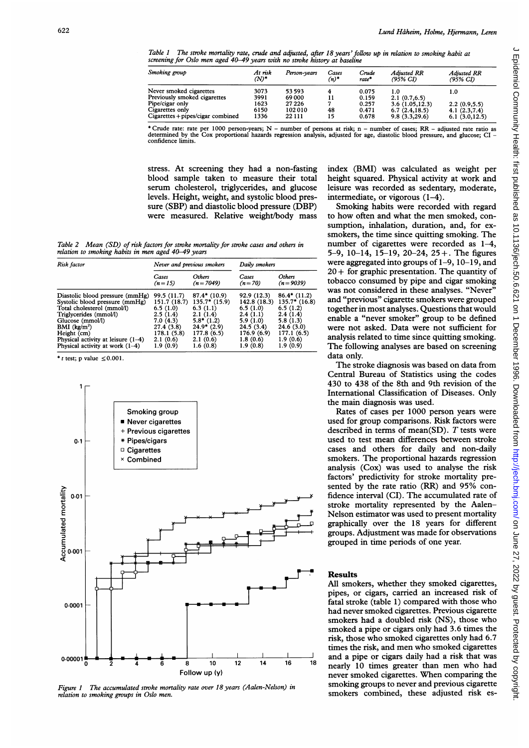*Table 1 The stroke mortality rate, crude and adjusted, after 18 years' follow up in relation to smoking habit at screening for Oslo men aged 40–49 years with no stroke history at baseline*

| Smoking group | At risk (N)* | Person-years | Cases (n)* | Crude rate* | Adjusted RR (95% CI) | Adjusted RR (95% CI) |
|---|---|---|---|---|---|---|
| Never smoked cigarettes | 3073 | 53 593 | 4 | 0.075 | 1.0 | 1.0 |
| Previously smoked cigarettes | 3991 | 69 000 | 11 | 0.159 | 2.1 (0.7,6.5) | |
| Pipe/cigar only | 1623 | 27 226 | 7 | 0.257 | 3.6 (1.05,12.3) | 2.2 (0.9,5.5) |
| Cigarettes only | 6150 | 102 010 | 48 | 0.471 | 6.7 (2.4,18.5) | 4.1 (2.3,7.4) |
| Cigarettes + pipes/cigar combined | 1336 | 22 111 | 15 | 0.678 | 9.8 (3.3,29.6) | 6.1 (3.0,12.5) |

\* Crude rate: rate per 1000 person-years; N – number of persons at risk; n – number of cases; RR – adjusted rate ratio as determined by the Cox proportional hazards regression analysis, adjusted for age, diastolic blood pressure, and glucose; CI – confidence limits.

stress. At screening they had a non-fasting blood sample taken to measure their total serum cholesterol, triglycerides, and glucose levels. Height, weight, and systolic blood pressure (SBP) and diastolic blood pressure (DBP) were measured. Relative weight/body mass index (BMI) was calculated as weight per height squared. Physical activity at work and leisure was recorded as sedentary, moderate, intermediate, or vigorous (1–4).

*Table 2 Mean (SD) of risk factors for stroke mortality for stroke cases and others in relation to smoking habits in men aged 40–49 years*

| Risk factor | Never and previous smokers | | Daily smokers | |
|---|---|---|---|---|
| | Cases (n=15) | Others (n=7049) | Cases (n=70) | Others (n=9039) |
| Diastolic blood pressure (mmHg) | 99.5 (11.7) | 87.4* (10.9) | 92.9 (12.3) | 86.4* (11.2) |
| Systolic blood pressure (mmHg) | 151.7 (18.7) | 135.7* (15.9) | 142.8 (18.3) | 135.7* (16.8) |
| Total cholesterol (mmol/l) | 6.5 (1.0) | 6.3 (1.1) | 6.5 (1.0) | 6.5 (1.2) |
| Triglycerides (mmol/l) | 2.5 (1.4) | 2.1 (1.4) | 2.4 (1.1) | 2.4 (1.4) |
| Glucose (mmol/l) | 7.0 (4.3) | 5.8* (1.2) | 5.9 (1.0) | 5.8 (1.3) |
| BMI (kg/m²) | 27.4 (3.8) | 24.9* (2.9) | 24.5 (3.4) | 24.6 (3.0) |
| Height (cm) | 178.1 (5.8) | 177.8 (6.5) | 176.9 (6.9) | 177.1 (6.5) |
| Physical activity at leisure (1–4) | 2.1 (0.6) | 2.1 (0.6) | 1.8 (0.6) | 1.9 (0.6) |
| Physical activity at work (1–4) | 1.9 (0.9) | 1.6 (0.8) | 1.9 (0.8) | 1.9 (0.9) |

\* $t$ test; p value $\leq 0.001$.

*Figure 1 The accumulated stroke mortality rate over 18 years (Aalen-Nelson) in relation to smoking groups in Oslo men.*

Smoking habits were recorded with regard to how often and what the men smoked, consumption, inhalation, duration, and, for ex-smokers, the time since quitting smoking. The number of cigarettes were recorded as 1–4, 5–9, 10–14, 15–19, 20–24, 25+. The figures were aggregated into groups of 1–9, 10–19, and 20+ for graphic presentation. The quantity of tobacco consumed by pipe and cigar smoking was not considered in these analyses. "Never" and "previous" cigarette smokers were grouped together in most analyses. Questions that would enable a "never smoker" group to be defined were not asked. Data were not sufficient for analysis related to time since quitting smoking. The following analyses are based on screening data only.

The stroke diagnosis was based on data from Central Bureau of Statistics using the codes 430 to 438 of the 8th and 9th revision of the International Classification of Diseases. Only the main diagnosis was used.

Rates of cases per 1000 person years were used for group comparisons. Risk factors were described in terms of mean(SD). *T* tests were used to test mean differences between stroke cases and others for daily and non-daily smokers. The proportional hazards regression analysis (Cox) was used to analyse the risk factors' predictivity for stroke mortality presented by the rate ratio (RR) and 95% confidence interval (CI). The accumulated rate of stroke mortality represented by the Aalen–Nelson estimator was used to present mortality graphically over the 18 years for different groups. Adjustment was made for observations grouped in time periods of one year.

## Results

All smokers, whether they smoked cigarettes, pipes, or cigars, carried an increased risk of fatal stroke (table 1) compared with those who had never smoked cigarettes. Previous cigarette smokers had a doubled risk (NS), those who smoked a pipe or cigars only had 3.6 times the risk, those who smoked cigarettes only had 6.7 times the risk, and men who smoked cigarettes and a pipe or cigars daily had a risk that was nearly 10 times greater than men who had never smoked cigarettes. When comparing the smoking groups to never and previous cigarette smokers combined, these adjusted risk es-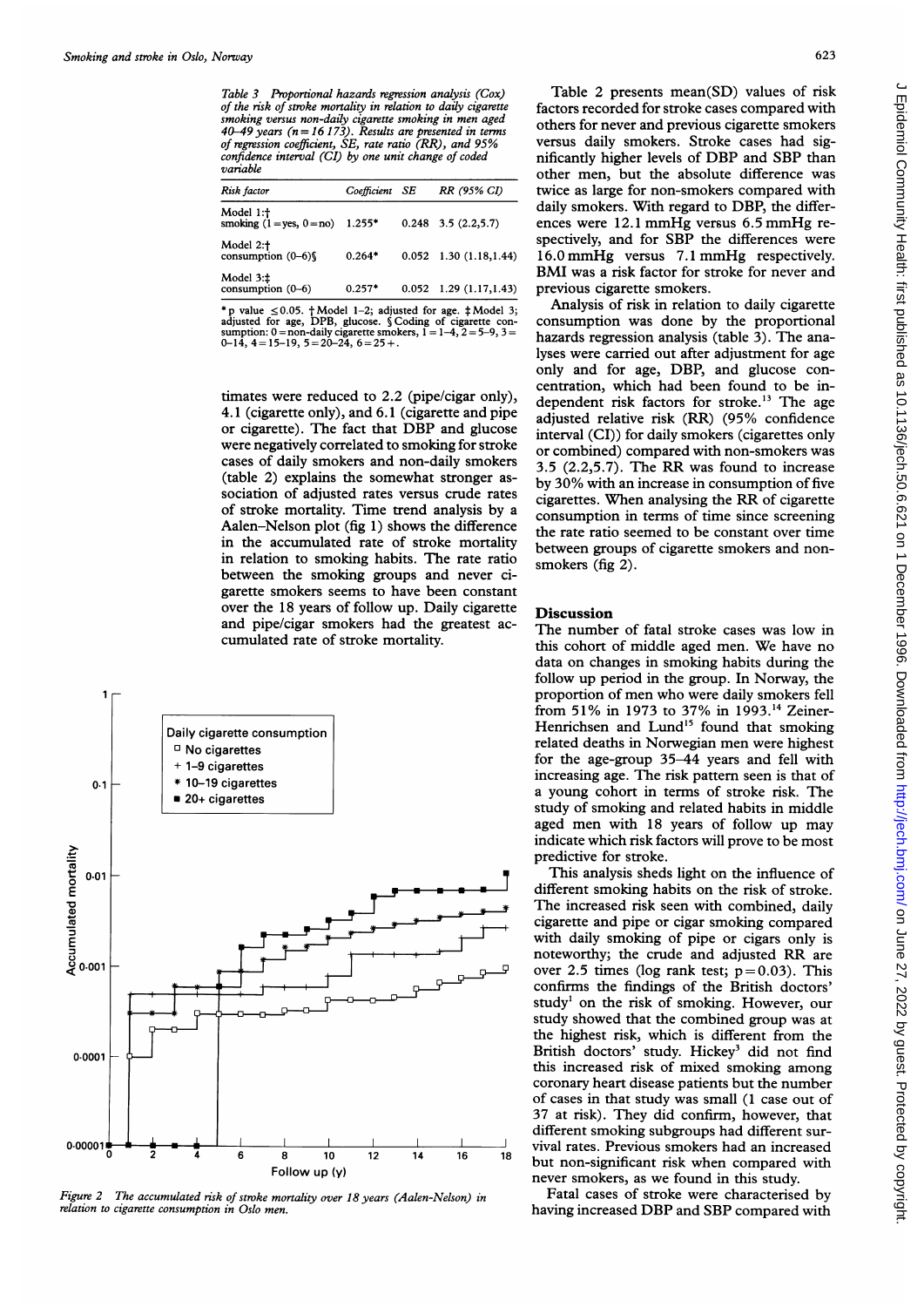*Table 3 Proportional hazards regression analysis (Cox) of the risk of stroke mortality in relation to daily cigarette smoking versus non-daily cigarette smoking in men aged 40–49 years (n = 16 173). Results are presented in terms of regression coefficient, SE, rate ratio (RR), and 95% confidence interval (CI) by one unit change of coded variable*

| Risk factor | Coefficient | SE | RR (95% CI) |
|---|---|---|---|
| Model 1:† smoking (1 = yes, 0 = no) | 1.255* | 0.248 | 3.5 (2.2,5.7) |
| Model 2:† consumption (0–6)§ | 0.264* | 0.052 | 1.30 (1.18,1.44) |
| Model 3:‡ consumption (0–6) | 0.257* | 0.052 | 1.29 (1.17,1.43) |

\* p value ≤ 0.05. † Model 1–2; adjusted for age. ‡ Model 3; adjusted for age, DPB, glucose. § Coding of cigarette consumption: 0 = non-daily cigarette smokers, 1 = 1–4, 2 = 5–9, 3 = 0–14, 4 = 15–19, 5 = 20–24, 6 = 25+.

timates were reduced to 2.2 (pipe/cigar only), 4.1 (cigarette only), and 6.1 (cigarette and pipe or cigarette). The fact that DBP and glucose were negatively correlated to smoking for stroke cases of daily smokers and non-daily smokers (table 2) explains the somewhat stronger association of adjusted rates versus crude rates of stroke mortality. Time trend analysis by a Aalen–Nelson plot (fig 1) shows the difference in the accumulated rate of stroke mortality in relation to smoking habits. The rate ratio between the smoking groups and never cigarette smokers seems to have been constant over the 18 years of follow up. Daily cigarette and pipe/cigar smokers had the greatest accumulated rate of stroke mortality.

*Figure 2 The accumulated risk of stroke mortality over 18 years (Aalen-Nelson) in relation to cigarette consumption in Oslo men.*

Table 2 presents mean(SD) values of risk factors recorded for stroke cases compared with others for never and previous cigarette smokers versus daily smokers. Stroke cases had significantly higher levels of DBP and SBP than other men, but the absolute difference was twice as large for non-smokers compared with daily smokers. With regard to DBP, the differences were 12.1 mmHg versus 6.5 mmHg respectively, and for SBP the differences were 16.0 mmHg versus 7.1 mmHg respectively. BMI was a risk factor for stroke for never and previous cigarette smokers.

Analysis of risk in relation to daily cigarette consumption was done by the proportional hazards regression analysis (table 3). The analyses were carried out after adjustment for age only and for age, DBP, and glucose concentration, which had been found to be independent risk factors for stroke.[13] The age adjusted relative risk (RR) (95% confidence interval (CI)) for daily smokers (cigarettes only or combined) compared with non-smokers was 3.5 (2.2,5.7). The RR was found to increase by 30% with an increase in consumption of five cigarettes. When analysing the RR of cigarette consumption in terms of time since screening the rate ratio seemed to be constant over time between groups of cigarette smokers and non-smokers (fig 2).

## Discussion

The number of fatal stroke cases was low in this cohort of middle aged men. We have no data on changes in smoking habits during the follow up period in the group. In Norway, the proportion of men who were daily smokers fell from 51% in 1973 to 37% in 1993.[14] Zeiner-Henrichsen and Lund[15] found that smoking related deaths in Norwegian men were highest for the age-group 35–44 years and fell with increasing age. The risk pattern seen is that of a young cohort in terms of stroke risk. The study of smoking and related habits in middle aged men with 18 years of follow up may indicate which risk factors will prove to be most predictive for stroke.

This analysis sheds light on the influence of different smoking habits on the risk of stroke. The increased risk seen with combined, daily cigarette and pipe or cigar smoking compared with daily smoking of pipe or cigars only is noteworthy; the crude and adjusted RR are over 2.5 times (log rank test; p = 0.03). This confirms the findings of the British doctors' study[1] on the risk of smoking. However, our study showed that the combined group was at the highest risk, which is different from the British doctors' study. Hickey[3] did not find this increased risk of mixed smoking among coronary heart disease patients but the number of cases in that study was small (1 case out of 37 at risk). They did confirm, however, that different smoking subgroups had different survival rates. Previous smokers had an increased but non-significant risk when compared with never smokers, as we found in this study.

Fatal cases of stroke were characterised by having increased DBP and SBP compared with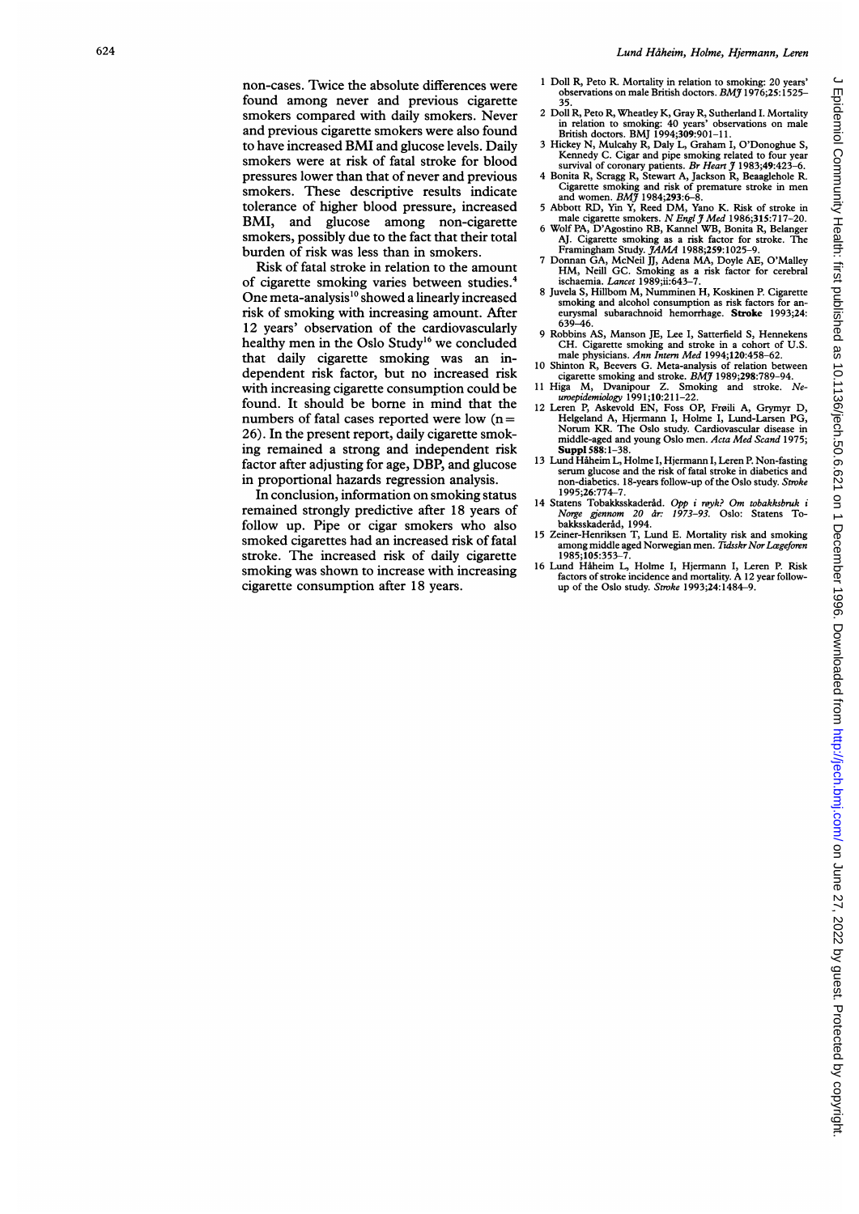non-cases. Twice the absolute differences were found among never and previous cigarette smokers compared with daily smokers. Never and previous cigarette smokers were also found to have increased BMI and glucose levels. Daily smokers were at risk of fatal stroke for blood pressures lower than that of never and previous smokers. These descriptive results indicate tolerance of higher blood pressure, increased BMI, and glucose among non-cigarette smokers, possibly due to the fact that their total burden of risk was less than in smokers.

Risk of fatal stroke in relation to the amount of cigarette smoking varies between studies.[4] One meta-analysis[10] showed a linearly increased risk of smoking with increasing amount. After 12 years' observation of the cardiovascularly healthy men in the Oslo Study[16] we concluded that daily cigarette smoking was an independent risk factor, but no increased risk with increasing cigarette consumption could be found. It should be borne in mind that the numbers of fatal cases reported were low (n = 26). In the present report, daily cigarette smoking remained a strong and independent risk factor after adjusting for age, DBP, and glucose in proportional hazards regression analysis.

In conclusion, information on smoking status remained strongly predictive after 18 years of follow up. Pipe or cigar smokers who also smoked cigarettes had an increased risk of fatal stroke. The increased risk of daily cigarette smoking was shown to increase with increasing cigarette consumption after 18 years.

1 Doll R, Peto R. Mortality in relation to smoking: 20 years' observations on male British doctors. *BMJ* 1976;**25**:1525–35.
2 Doll R, Peto R, Wheatley K, Gray R, Sutherland I. Mortality in relation to smoking: 40 years' observations on male British doctors. BMJ 1994;**309**:901–11.
3 Hickey N, Mulcahy R, Daly L, Graham I, O'Donoghue S, Kennedy C. Cigar and pipe smoking related to four year survival of coronary patients. *Br Heart J* 1983;**49**:423–6.
4 Bonita R, Scragg R, Stewart A, Jackson R, Beaaglehole R. Cigarette smoking and risk of premature stroke in men and women. *BMJ* 1984;**293**:6–8.
5 Abbott RD, Yin Y, Reed DM, Yano K. Risk of stroke in male cigarette smokers. *N Engl J Med* 1986;**315**:717–20.
6 Wolf PA, D'Agostino RB, Kannel WB, Bonita R, Belanger AJ. Cigarette smoking as a risk factor for stroke. The Framingham Study. *JAMA* 1988;**259**:1025–9.
7 Donnan GA, McNeil JJ, Adena MA, Doyle AE, O'Malley HM, Neill GC. Smoking as a risk factor for cerebral ischaemia. *Lancet* 1989;ii:643–7.
8 Juvela S, Hillbom M, Numminen H, Koskinen P. Cigarette smoking and alcohol consumption as risk factors for aneurysmal subarachnoid hemorrhage. **Stroke** 1993;**24**:639–46.
9 Robbins AS, Manson JE, Lee I, Satterfield S, Hennekens CH. Cigarette smoking and stroke in a cohort of U.S. male physicians. *Ann Intern Med* 1994;**120**:458–62.
10 Shinton R, Beevers G. Meta-analysis of relation between cigarette smoking and stroke. *BMJ* 1989;**298**:789–94.
11 Higa M, Dvanipour Z. Smoking and stroke. *Neuroepidemiology* 1991;**10**:211–22.
12 Leren P, Askevold EN, Foss OP, Frøili A, Grymyr D, Helgeland A, Hjermann I, Holme I, Lund-Larsen PG, Norum KR. The Oslo study. Cardiovascular disease in middle-aged and young Oslo men. *Acta Med Scand* 1975; **Suppl 588**:1–38.
13 Lund Håheim L, Holme I, Hjermann I, Leren P. Non-fasting serum glucose and the risk of fatal stroke in diabetics and non-diabetics. 18-years follow-up of the Oslo study. *Stroke* 1995;**26**:774–7.
14 Statens Tobakksskaderåd. *Opp i røyk? Om tobakksbruk i Norge gjennom 20 år: 1973–93.* Oslo: Statens Tobakksskaderåd, 1994.
15 Zeiner-Henriksen T, Lund E. Mortality risk and smoking among middle aged Norwegian men. *Tidsskr Nor Lægeforen* 1985;**105**:353–7.
16 Lund Håheim L, Holme I, Hjermann I, Leren P. Risk factors of stroke incidence and mortality. A 12 year follow-up of the Oslo study. *Stroke* 1993;**24**:1484–9.